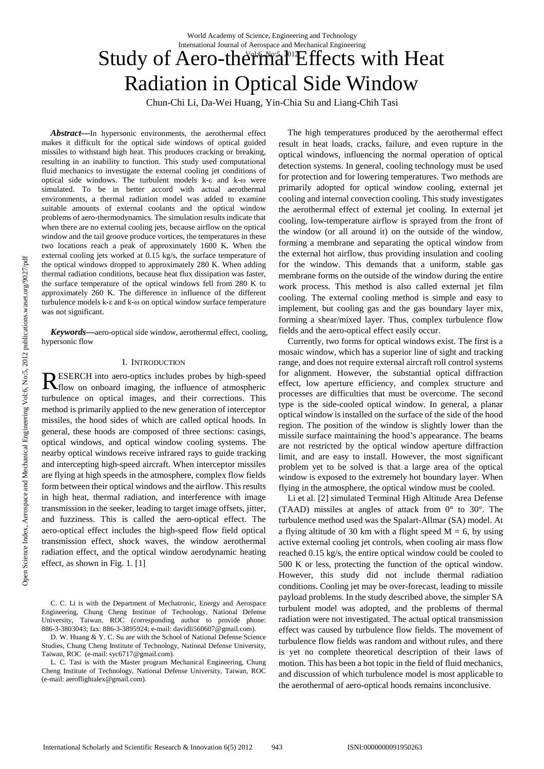# Study of Aero-thermal Effects with Heat Radiation in Optical Side Window

Chun-Chi Li, Da-Wei Huang, Yin-Chia Su and Liang-Chih Tasi

***Abstract*****—**In hypersonic environments, the aerothermal effect makes it difficult for the optical side windows of optical guided missiles to withstand high heat. This produces cracking or breaking, resulting in an inability to function. This study used computational fluid mechanics to investigate the external cooling jet conditions of optical side windows. The turbulent models k-ε and k-ω were simulated. To be in better accord with actual aerothermal environments, a thermal radiation model was added to examine suitable amounts of external coolants and the optical window problems of aero-thermodynamics. The simulation results indicate that when there are no external cooling jets, because airflow on the optical window and the tail groove produce vortices, the temperatures in these two locations reach a peak of approximately 1600 K. When the external cooling jets worked at 0.15 kg/s, the surface temperature of the optical windows dropped to approximately 280 K. When adding thermal radiation conditions, because heat flux dissipation was faster, the surface temperature of the optical windows fell from 280 K to approximately 260 K. The difference in influence of the different turbulence models k-ε and k-ω on optical window surface temperature was not significant.

***Keywords*****—**aero-optical side window, aerothermal effect, cooling, hypersonic flow

## I. Introduction

RESERCH into aero-optics includes probes by high-speed flow on onboard imaging, the influence of atmospheric turbulence on optical images, and their corrections. This method is primarily applied to the new generation of interceptor missiles, the hood sides of which are called optical hoods. In general, these hoods are composed of three sections: casings, optical windows, and optical window cooling systems. The nearby optical windows receive infrared rays to guide tracking and intercepting high-speed aircraft. When interceptor missiles are flying at high speeds in the atmosphere, complex flow fields form between their optical windows and the airflow. This results in high heat, thermal radiation, and interference with image transmission in the seeker, leading to target image offsets, jitter, and fuzziness. This is called the aero-optical effect. The aero-optical effect includes the high-speed flow field optical transmission effect, shock waves, the window aerothermal radiation effect, and the optical window aerodynamic heating effect, as shown in Fig. 1. [1]

C. C. Li is with the Department of Mechatronic, Energy and Aerospace Engineering, Chung Cheng Institute of Technology, National Defense University, Taiwan, ROC (corresponding author to provide phone: 886-3-3803043; fax: 886-3-3895924; e-mail: davidli560607@gmail.com).

D. W. Huang & Y. C. Su are with the School of National Defense Science Studies, Chung Cheng Institute of Technology, National Defense University, Taiwan, ROC (e-mail: syc6717@gmail.com).

L. C. Tasi is with the Master program Mechanical Engineering, Chung Cheng Institute of Technology, National Defense University, Taiwan, ROC (e-mail: aeroflightalex@gmail.com).

The high temperatures produced by the aerothermal effect result in heat loads, cracks, failure, and even rupture in the optical windows, influencing the normal operation of optical detection systems. In general, cooling technology must be used for protection and for lowering temperatures. Two methods are primarily adopted for optical window cooling, external jet cooling and internal convection cooling. This study investigates the aerothermal effect of external jet cooling. In external jet cooling, low-temperature airflow is sprayed from the front of the window (or all around it) on the outside of the window, forming a membrane and separating the optical window from the external hot airflow, thus providing insulation and cooling for the window. This demands that a uniform, stable gas membrane forms on the outside of the window during the entire work process. This method is also called external jet film cooling. The external cooling method is simple and easy to implement, but cooling gas and the gas boundary layer mix, forming a shear/mixed layer. Thus, complex turbulence flow fields and the aero-optical effect easily occur.

Currently, two forms for optical windows exist. The first is a mosaic window, which has a superior line of sight and tracking range, and does not require external aircraft roll control systems for alignment. However, the substantial optical diffraction effect, low aperture efficiency, and complex structure and processes are difficulties that must be overcome. The second type is the side-cooled optical window. In general, a planar optical window is installed on the surface of the side of the hood region. The position of the window is slightly lower than the missile surface maintaining the hood's appearance. The beams are not restricted by the optical window aperture diffraction limit, and are easy to install. However, the most significant problem yet to be solved is that a large area of the optical window is exposed to the extremely hot boundary layer. When flying in the atmosphere, the optical window must be cooled.

Li et al. [2] simulated Terminal High Altitude Area Defense (TAAD) missiles at angles of attack from 0° to 30°. The turbulence method used was the Spalart-Allmar (SA) model. At a flying altitude of 30 km with a flight speed M = 6, by using active external cooling jet controls, when cooling air mass flow reached 0.15 kg/s, the entire optical window could be cooled to 500 K or less, protecting the function of the optical window. However, this study did not include thermal radiation conditions. Cooling jet may be over-forecast, leading to missile payload problems. In the study described above, the simpler SA turbulent model was adopted, and the problems of thermal radiation were not investigated. The actual optical transmission effect was caused by turbulence flow fields. The movement of turbulence flow fields was random and without rules, and there is yet no complete theoretical description of their laws of motion. This has been a hot topic in the field of fluid mechanics, and discussion of which turbulence model is most applicable to the aerothermal of aero-optical hoods remains inconclusive.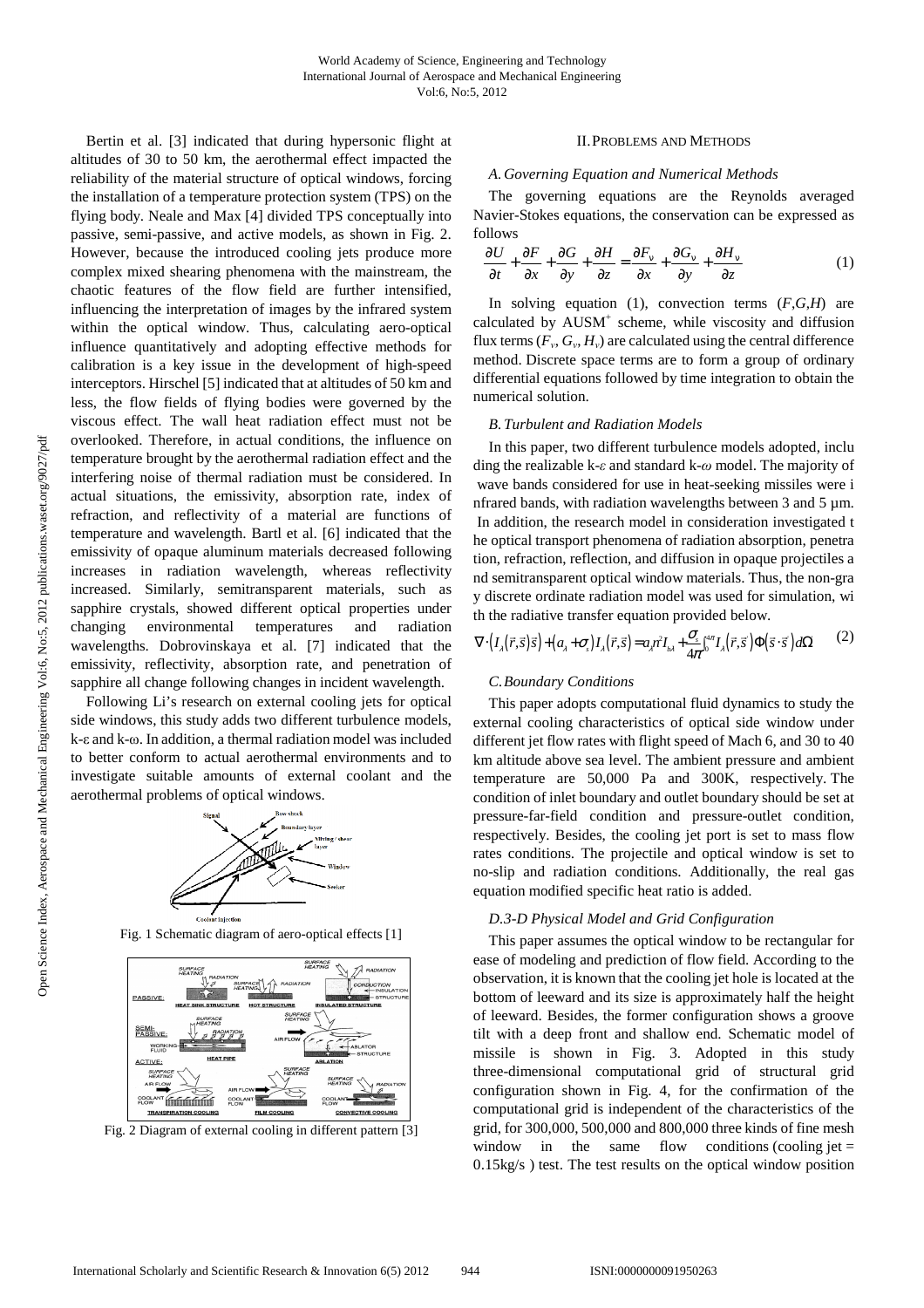Bertin et al. [3] indicated that during hypersonic flight at altitudes of 30 to 50 km, the aerothermal effect impacted the reliability of the material structure of optical windows, forcing the installation of a temperature protection system (TPS) on the flying body. Neale and Max [4] divided TPS conceptually into passive, semi-passive, and active models, as shown in Fig. 2. However, because the introduced cooling jets produce more complex mixed shearing phenomena with the mainstream, the chaotic features of the flow field are further intensified, influencing the interpretation of images by the infrared system within the optical window. Thus, calculating aero-optical influence quantitatively and adopting effective methods for calibration is a key issue in the development of high-speed interceptors. Hirschel [5] indicated that at altitudes of 50 km and less, the flow fields of flying bodies were governed by the viscous effect. The wall heat radiation effect must not be overlooked. Therefore, in actual conditions, the influence on temperature brought by the aerothermal radiation effect and the interfering noise of thermal radiation must be considered. In actual situations, the emissivity, absorption rate, index of refraction, and reflectivity of a material are functions of temperature and wavelength. Bartl et al. [6] indicated that the emissivity of opaque aluminum materials decreased following increases in radiation wavelength, whereas reflectivity increased. Similarly, semitransparent materials, such as sapphire crystals, showed different optical properties under changing environmental temperatures and radiation wavelengths. Dobrovinskaya et al. [7] indicated that the emissivity, reflectivity, absorption rate, and penetration of sapphire all change following changes in incident wavelength.

Following Li's research on external cooling jets for optical side windows, this study adds two different turbulence models, k-ε and k-ω. In addition, a thermal radiation model was included to better conform to actual aerothermal environments and to investigate suitable amounts of external coolant and the aerothermal problems of optical windows.

Fig. 1 Schematic diagram of aero-optical effects [1]

Fig. 2 Diagram of external cooling in different pattern [3]

## II. Problems and Methods

### A. Governing Equation and Numerical Methods

The governing equations are the Reynolds averaged Navier-Stokes equations, the conservation can be expressed as follows

$$\frac{\partial U}{\partial t}+\frac{\partial F}{\partial x}+\frac{\partial G}{\partial y}+\frac{\partial H}{\partial z}=\frac{\partial F_v}{\partial x}+\frac{\partial G_v}{\partial y}+\frac{\partial H_v}{\partial z} \tag{1}$$

In solving equation (1), convection terms ($F,G,H$) are calculated by AUSM$^+$ scheme, while viscosity and diffusion flux terms ($F_v$, $G_v$, $H_v$) are calculated using the central difference method. Discrete space terms are to form a group of ordinary differential equations followed by time integration to obtain the numerical solution.

### B. Turbulent and Radiation Models

In this paper, two different turbulence models adopted, including the realizable k-*ε* and standard k-*ω* model. The majority of wave bands considered for use in heat-seeking missiles were infrared bands, with radiation wavelengths between 3 and 5 µm. In addition, the research model in consideration investigated the optical transport phenomena of radiation absorption, penetration, refraction, reflection, and diffusion in opaque projectiles and semitransparent optical window materials. Thus, the non-gray discrete ordinate radiation model was used for simulation, with the radiative transfer equation provided below.

$$\nabla\cdot\left(I_\lambda(\vec{r},\vec{s})\vec{s}\right)+\left(a_\lambda+\sigma_s\right)I_\lambda(\vec{r},\vec{s})=a_\lambda n^2 I_{b\lambda}+\frac{\sigma_s}{4\pi}\int_0^{4\pi}I_\lambda(\vec{r},\vec{s}')\Phi(\vec{s}\cdot\vec{s}')d\Omega \tag{2}$$

### C. Boundary Conditions

This paper adopts computational fluid dynamics to study the external cooling characteristics of optical side window under different jet flow rates with flight speed of Mach 6, and 30 to 40 km altitude above sea level. The ambient pressure and ambient temperature are 50,000 Pa and 300K, respectively. The condition of inlet boundary and outlet boundary should be set at pressure-far-field condition and pressure-outlet condition, respectively. Besides, the cooling jet port is set to mass flow rates conditions. The projectile and optical window is set to no-slip and radiation conditions. Additionally, the real gas equation modified specific heat ratio is added.

### D. 3-D Physical Model and Grid Configuration

This paper assumes the optical window to be rectangular for ease of modeling and prediction of flow field. According to the observation, it is known that the cooling jet hole is located at the bottom of leeward and its size is approximately half the height of leeward. Besides, the former configuration shows a groove tilt with a deep front and shallow end. Schematic model of missile is shown in Fig. 3. Adopted in this study three-dimensional computational grid of structural grid configuration shown in Fig. 4, for the confirmation of the computational grid is independent of the characteristics of the grid, for 300,000, 500,000 and 800,000 three kinds of fine mesh window in the same flow conditions (cooling jet = 0.15kg/s ) test. The test results on the optical window position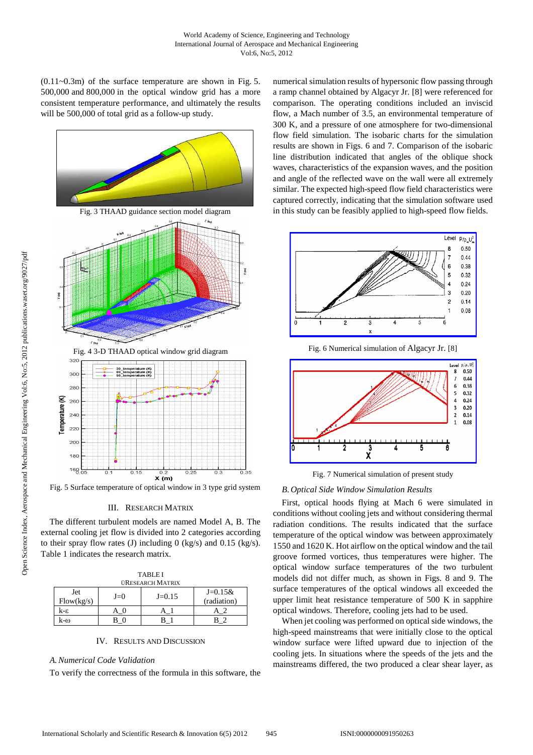(0.11~0.3m) of the surface temperature are shown in Fig. 5. 500,000 and 800,000 in the optical window grid has a more consistent temperature performance, and ultimately the results will be 500,000 of total grid as a follow-up study.

Fig. 3 THAAD guidance section model diagram

Fig. 4 3-D THAAD optical window grid diagram

Fig. 5 Surface temperature of optical window in 3 type grid system

## III. Research Matrix

The different turbulent models are named Model A, B. The external cooling jet flow is divided into 2 categories according to their spray flow rates (J) including 0 (kg/s) and 0.15 (kg/s). Table 1 indicates the research matrix.

TABLE I
Research Matrix

| Jet Flow(kg/s) | J=0 | J=0.15 | J=0.15& (radiation) |
|---|---|---|---|
| k-ε | A_0 | A_1 | A_2 |
| k-ω | B_0 | B_1 | B_2 |

## IV. Results and Discussion

### A. Numerical Code Validation

To verify the correctness of the formula in this software, the numerical simulation results of hypersonic flow passing through a ramp channel obtained by Algacyr Jr. [8] were referenced for comparison. The operating conditions included an inviscid flow, a Mach number of 3.5, an environmental temperature of 300 K, and a pressure of one atmosphere for two-dimensional flow field simulation. The isobaric charts for the simulation results are shown in Figs. 6 and 7. Comparison of the isobaric line distribution indicated that angles of the oblique shock waves, characteristics of the expansion waves, and the position and angle of the reflected wave on the wall were all extremely similar. The expected high-speed flow field characteristics were captured correctly, indicating that the simulation software used in this study can be feasibly applied to high-speed flow fields.

Fig. 6 Numerical simulation of Algacyr Jr. [8]

Fig. 7 Numerical simulation of present study

### B. Optical Side Window Simulation Results

First, optical hoods flying at Mach 6 were simulated in conditions without cooling jets and without considering thermal radiation conditions. The results indicated that the surface temperature of the optical window was between approximately 1550 and 1620 K. Hot airflow on the optical window and the tail groove formed vortices, thus temperatures were higher. The optical window surface temperatures of the two turbulent models did not differ much, as shown in Figs. 8 and 9. The surface temperatures of the optical windows all exceeded the upper limit heat resistance temperature of 500 K in sapphire optical windows. Therefore, cooling jets had to be used.

When jet cooling was performed on optical side windows, the high-speed mainstreams that were initially close to the optical window surface were lifted upward due to injection of the cooling jets. In situations where the speeds of the jets and the mainstreams differed, the two produced a clear shear layer, as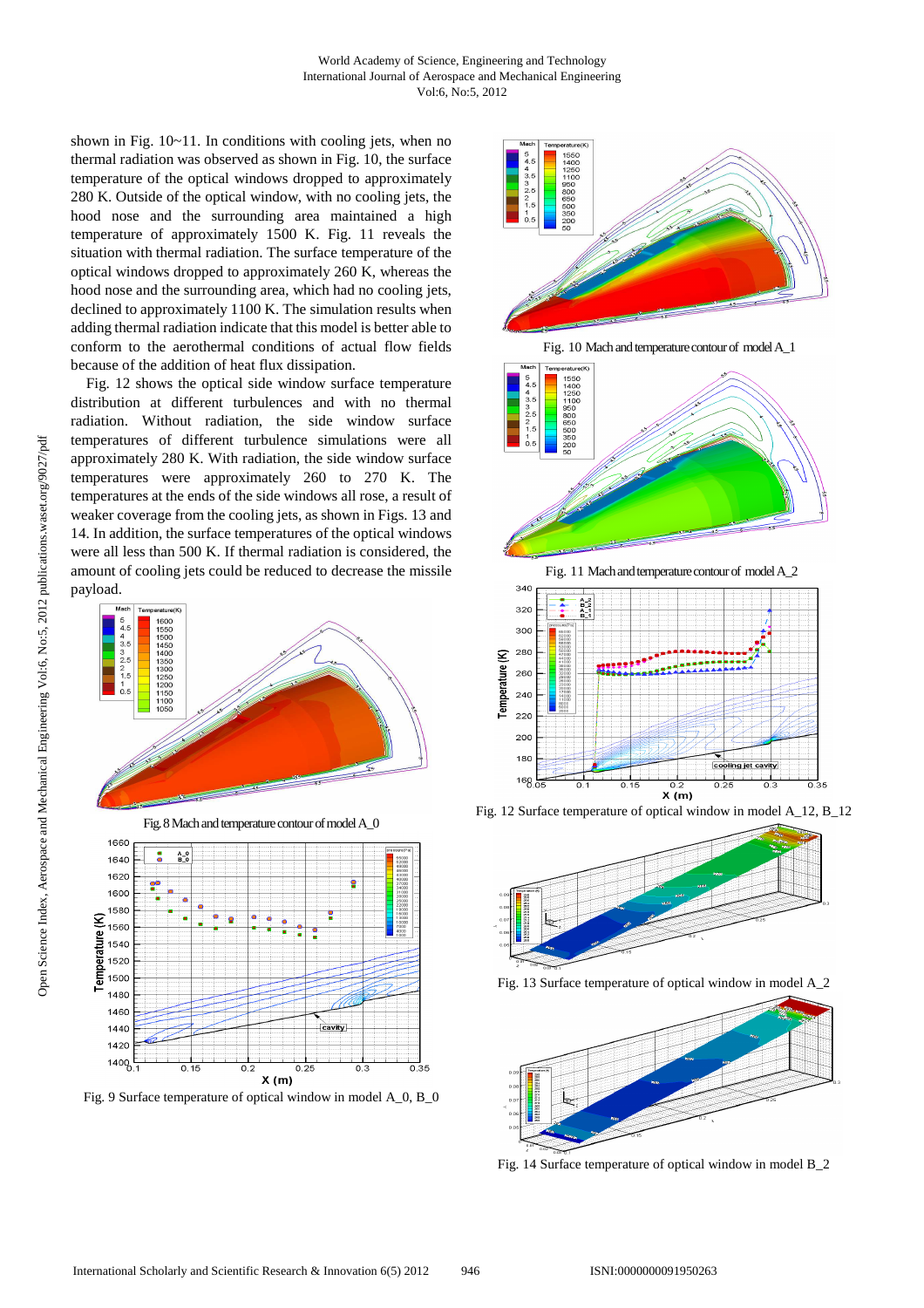shown in Fig. 10~11. In conditions with cooling jets, when no thermal radiation was observed as shown in Fig. 10, the surface temperature of the optical windows dropped to approximately 280 K. Outside of the optical window, with no cooling jets, the hood nose and the surrounding area maintained a high temperature of approximately 1500 K. Fig. 11 reveals the situation with thermal radiation. The surface temperature of the optical windows dropped to approximately 260 K, whereas the hood nose and the surrounding area, which had no cooling jets, declined to approximately 1100 K. The simulation results when adding thermal radiation indicate that this model is better able to conform to the aerothermal conditions of actual flow fields because of the addition of heat flux dissipation.

Fig. 12 shows the optical side window surface temperature distribution at different turbulences and with no thermal radiation. Without radiation, the side window surface temperatures of different turbulence simulations were all approximately 280 K. With radiation, the side window surface temperatures were approximately 260 to 270 K. The temperatures at the ends of the side windows all rose, a result of weaker coverage from the cooling jets, as shown in Figs. 13 and 14. In addition, the surface temperatures of the optical windows were all less than 500 K. If thermal radiation is considered, the amount of cooling jets could be reduced to decrease the missile payload.

Fig 8 Mach and temperature contour of model A_0

Fig. 9 Surface temperature of optical window in model A_0, B_0

Fig. 10 Mach and temperature contour of model A_1

Fig. 11 Mach and temperature contour of model A_2

Fig. 12 Surface temperature of optical window in model A_12, B_12

Fig. 13 Surface temperature of optical window in model A_2

Fig. 14 Surface temperature of optical window in model B_2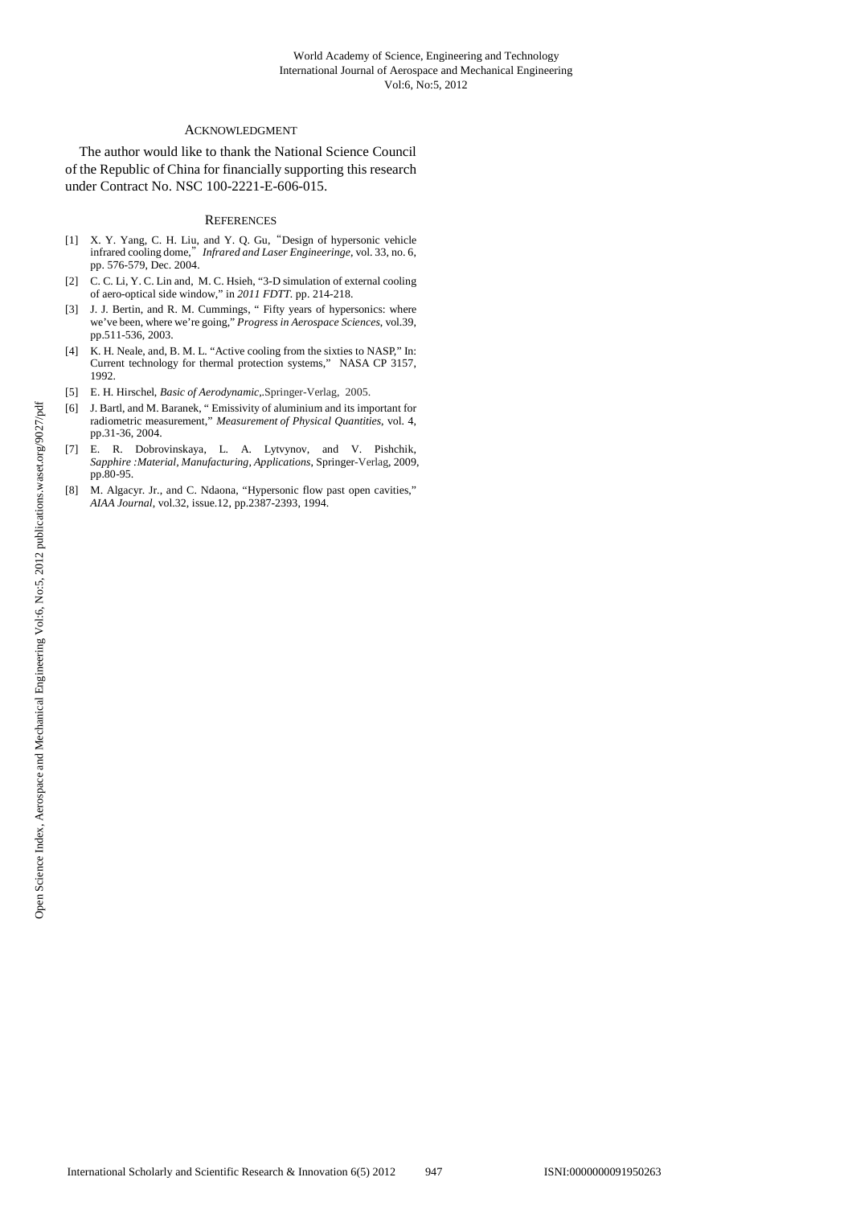## ACKNOWLEDGMENT

The author would like to thank the National Science Council of the Republic of China for financially supporting this research under Contract No. NSC 100-2221-E-606-015.

## REFERENCES

[1] X. Y. Yang, C. H. Liu, and Y. Q. Gu, "Design of hypersonic vehicle infrared cooling dome," *Infrared and Laser Engineeringe*, vol. 33, no. 6, pp. 576-579, Dec. 2004.

[2] C. C. Li, Y. C. Lin and, M. C. Hsieh, "3-D simulation of external cooling of aero-optical side window," in *2011 FDTT*. pp. 214-218.

[3] J. J. Bertin, and R. M. Cummings, " Fifty years of hypersonics: where we've been, where we're going," *Progress in Aerospace Sciences*, vol.39, pp.511-536, 2003.

[4] K. H. Neale, and, B. M. L. "Active cooling from the sixties to NASP," In: Current technology for thermal protection systems," NASA CP 3157, 1992.

[5] E. H. Hirschel, *Basic of Aerodynamic*,.Springer-Verlag, 2005.

[6] J. Bartl, and M. Baranek, " Emissivity of aluminium and its important for radiometric measurement," *Measurement of Physical Quantities*, vol. 4, pp.31-36, 2004.

[7] E. R. Dobrovinskaya, L. A. Lytvynov, and V. Pishchik, *Sapphire :Material, Manufacturing, Applications*, Springer-Verlag, 2009, pp.80-95.

[8] M. Algacyr. Jr., and C. Ndaona, "Hypersonic flow past open cavities," *AIAA Journal*, vol.32, issue.12, pp.2387-2393, 1994.